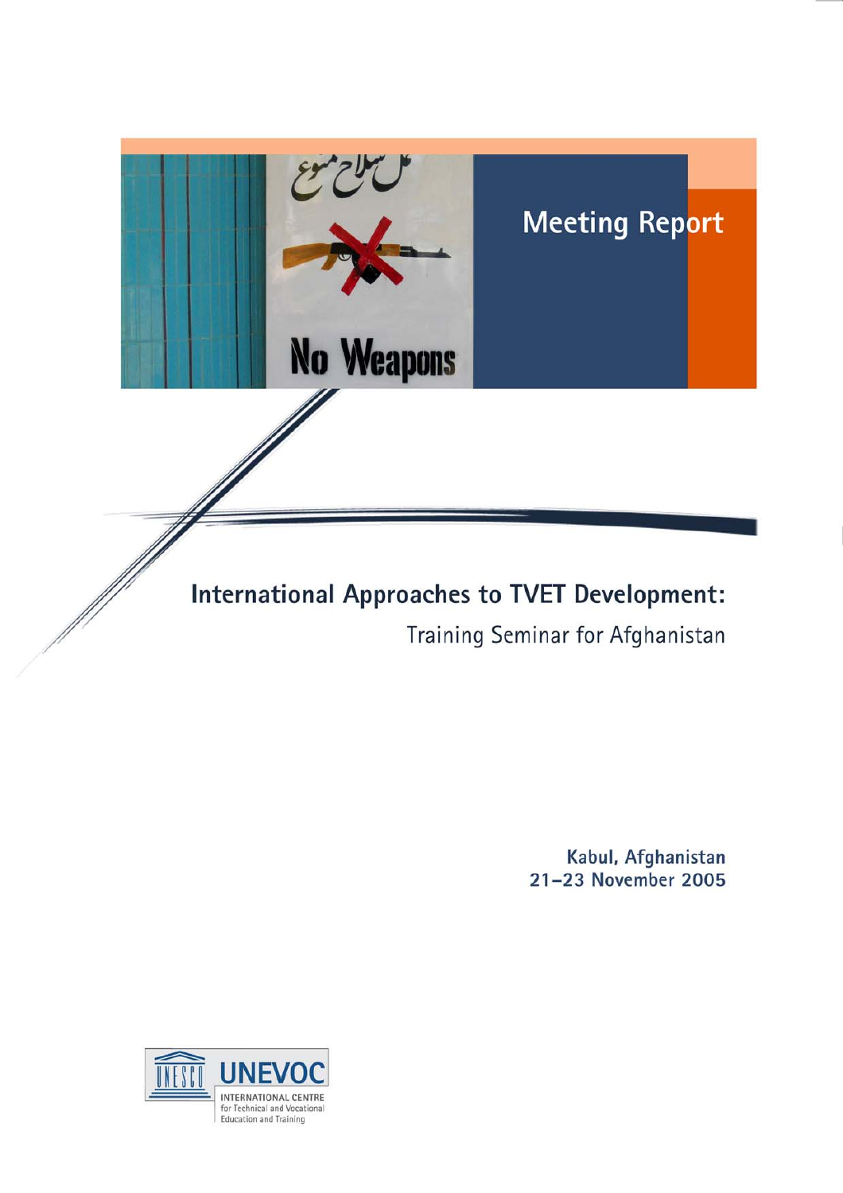# Meeting Report

## International Approaches to TVET Development:

### Training Seminar for Afghanistan

**Kabul, Afghanistan**
**21–23 November 2005**

UNESCO UNEVOC
INTERNATIONAL CENTRE
for Technical and Vocational
Education and Training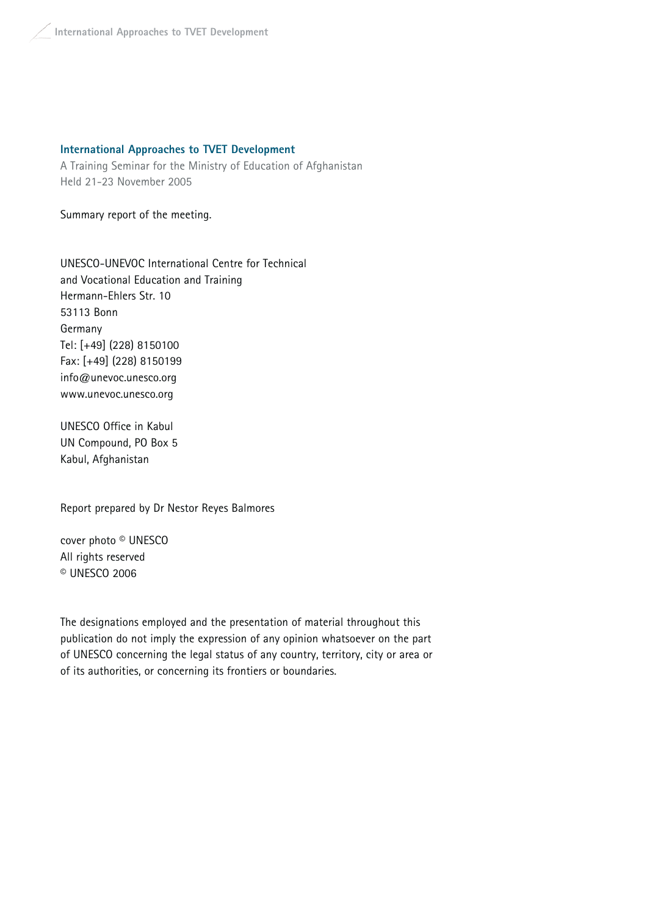**International Approaches to TVET Development**

A Training Seminar for the Ministry of Education of Afghanistan
Held 21-23 November 2005

Summary report of the meeting.

UNESCO-UNEVOC International Centre for Technical
and Vocational Education and Training
Hermann-Ehlers Str. 10
53113 Bonn
Germany
Tel: [+49] (228) 8150100
Fax: [+49] (228) 8150199
info@unevoc.unesco.org
www.unevoc.unesco.org

UNESCO Office in Kabul
UN Compound, PO Box 5
Kabul, Afghanistan

Report prepared by Dr Nestor Reyes Balmores

cover photo © UNESCO
All rights reserved
© UNESCO 2006

The designations employed and the presentation of material throughout this publication do not imply the expression of any opinion whatsoever on the part of UNESCO concerning the legal status of any country, territory, city or area or of its authorities, or concerning its frontiers or boundaries.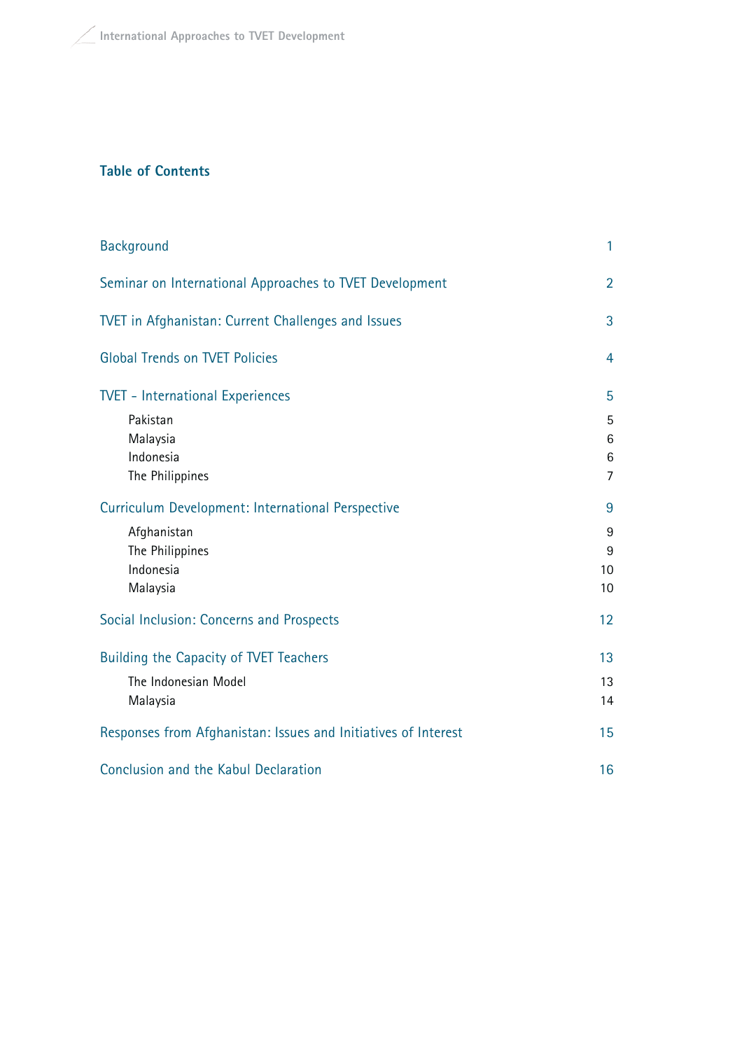## Table of Contents

| | |
|---|---|
| Background | 1 |
| Seminar on International Approaches to TVET Development | 2 |
| TVET in Afghanistan: Current Challenges and Issues | 3 |
| Global Trends on TVET Policies | 4 |
| TVET - International Experiences | 5 |
| Pakistan | 5 |
| Malaysia | 6 |
| Indonesia | 6 |
| The Philippines | 7 |
| Curriculum Development: International Perspective | 9 |
| Afghanistan | 9 |
| The Philippines | 9 |
| Indonesia | 10 |
| Malaysia | 10 |
| Social Inclusion: Concerns and Prospects | 12 |
| Building the Capacity of TVET Teachers | 13 |
| The Indonesian Model | 13 |
| Malaysia | 14 |
| Responses from Afghanistan: Issues and Initiatives of Interest | 15 |
| Conclusion and the Kabul Declaration | 16 |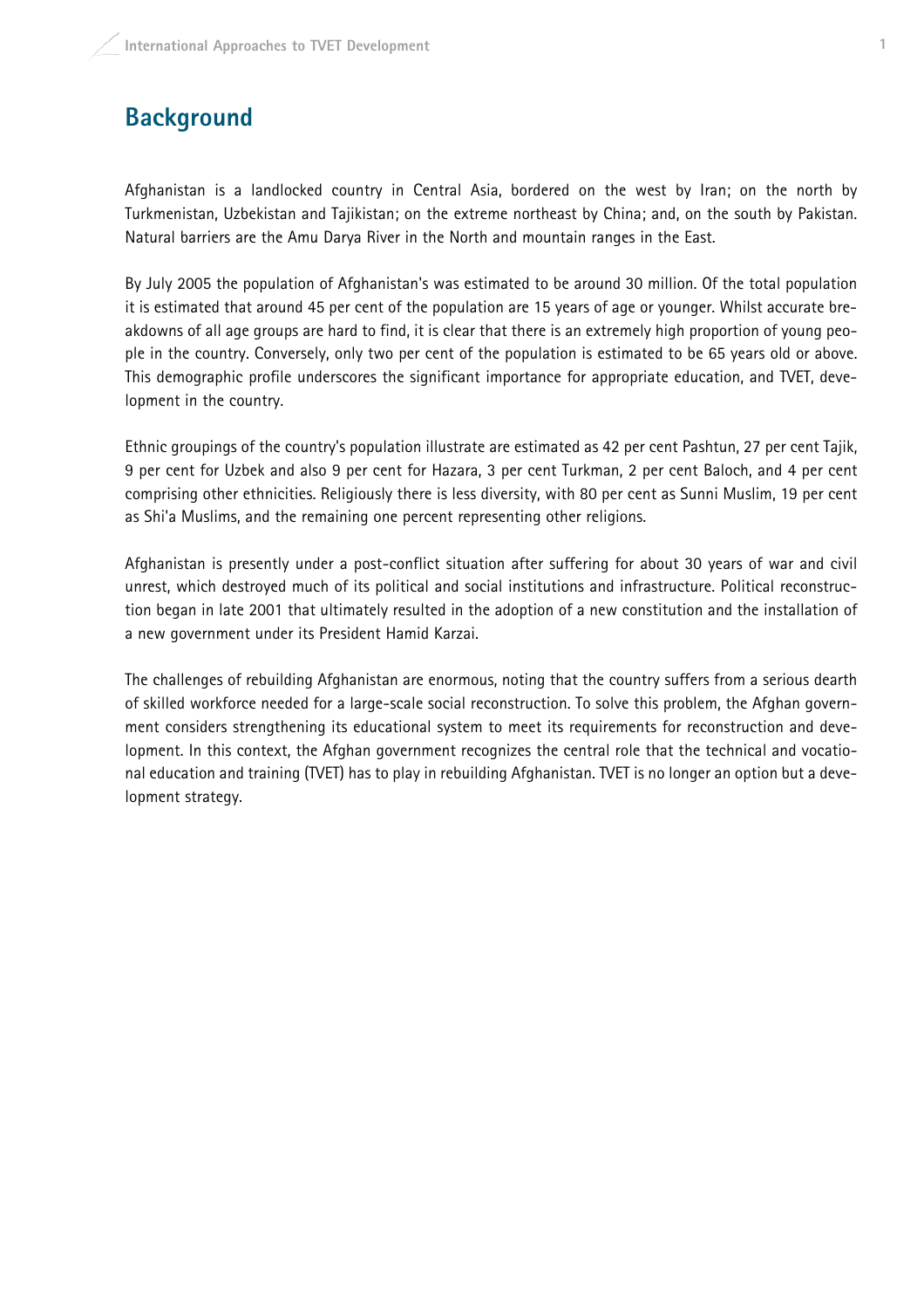## Background

Afghanistan is a landlocked country in Central Asia, bordered on the west by Iran; on the north by Turkmenistan, Uzbekistan and Tajikistan; on the extreme northeast by China; and, on the south by Pakistan. Natural barriers are the Amu Darya River in the North and mountain ranges in the East.

By July 2005 the population of Afghanistan's was estimated to be around 30 million. Of the total population it is estimated that around 45 per cent of the population are 15 years of age or younger. Whilst accurate breakdowns of all age groups are hard to find, it is clear that there is an extremely high proportion of young people in the country. Conversely, only two per cent of the population is estimated to be 65 years old or above. This demographic profile underscores the significant importance for appropriate education, and TVET, development in the country.

Ethnic groupings of the country's population illustrate are estimated as 42 per cent Pashtun, 27 per cent Tajik, 9 per cent for Uzbek and also 9 per cent for Hazara, 3 per cent Turkman, 2 per cent Baloch, and 4 per cent comprising other ethnicities. Religiously there is less diversity, with 80 per cent as Sunni Muslim, 19 per cent as Shi'a Muslims, and the remaining one percent representing other religions.

Afghanistan is presently under a post-conflict situation after suffering for about 30 years of war and civil unrest, which destroyed much of its political and social institutions and infrastructure. Political reconstruction began in late 2001 that ultimately resulted in the adoption of a new constitution and the installation of a new government under its President Hamid Karzai.

The challenges of rebuilding Afghanistan are enormous, noting that the country suffers from a serious dearth of skilled workforce needed for a large-scale social reconstruction. To solve this problem, the Afghan government considers strengthening its educational system to meet its requirements for reconstruction and development. In this context, the Afghan government recognizes the central role that the technical and vocational education and training (TVET) has to play in rebuilding Afghanistan. TVET is no longer an option but a development strategy.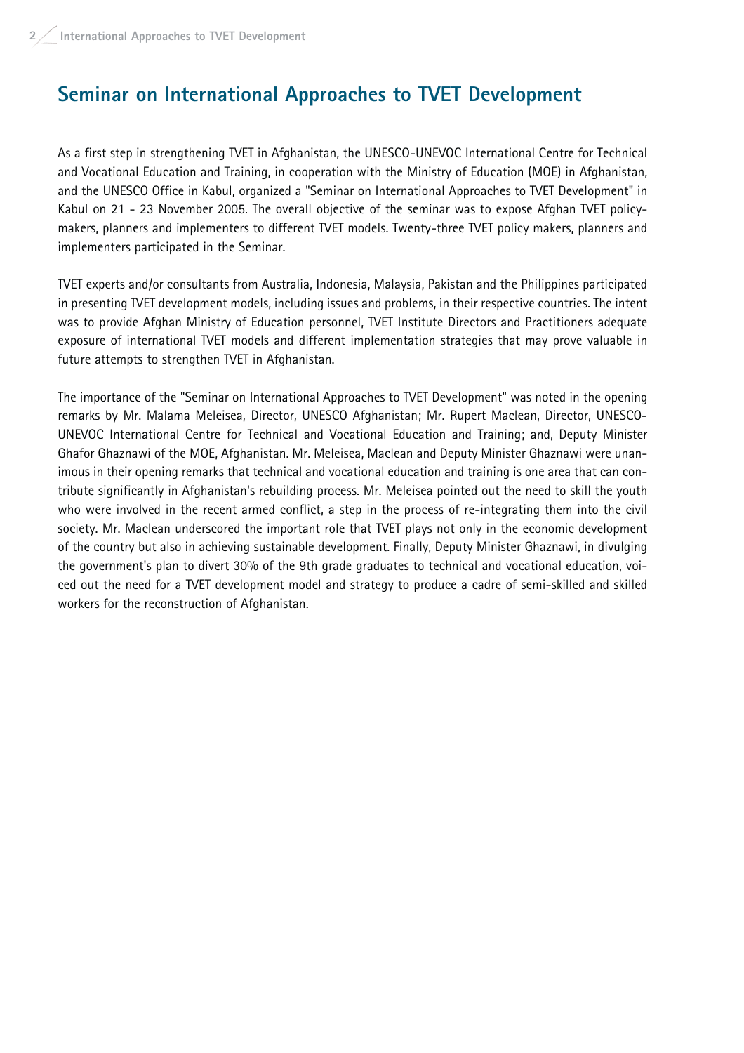## Seminar on International Approaches to TVET Development

As a first step in strengthening TVET in Afghanistan, the UNESCO-UNEVOC International Centre for Technical and Vocational Education and Training, in cooperation with the Ministry of Education (MOE) in Afghanistan, and the UNESCO Office in Kabul, organized a "Seminar on International Approaches to TVET Development" in Kabul on 21 - 23 November 2005. The overall objective of the seminar was to expose Afghan TVET policy-makers, planners and implementers to different TVET models. Twenty-three TVET policy makers, planners and implementers participated in the Seminar.

TVET experts and/or consultants from Australia, Indonesia, Malaysia, Pakistan and the Philippines participated in presenting TVET development models, including issues and problems, in their respective countries. The intent was to provide Afghan Ministry of Education personnel, TVET Institute Directors and Practitioners adequate exposure of international TVET models and different implementation strategies that may prove valuable in future attempts to strengthen TVET in Afghanistan.

The importance of the "Seminar on International Approaches to TVET Development" was noted in the opening remarks by Mr. Malama Meleisea, Director, UNESCO Afghanistan; Mr. Rupert Maclean, Director, UNESCO-UNEVOC International Centre for Technical and Vocational Education and Training; and, Deputy Minister Ghafor Ghaznawi of the MOE, Afghanistan. Mr. Meleisea, Maclean and Deputy Minister Ghaznawi were unanimous in their opening remarks that technical and vocational education and training is one area that can contribute significantly in Afghanistan's rebuilding process. Mr. Meleisea pointed out the need to skill the youth who were involved in the recent armed conflict, a step in the process of re-integrating them into the civil society. Mr. Maclean underscored the important role that TVET plays not only in the economic development of the country but also in achieving sustainable development. Finally, Deputy Minister Ghaznawi, in divulging the government's plan to divert 30% of the 9th grade graduates to technical and vocational education, voiced out the need for a TVET development model and strategy to produce a cadre of semi-skilled and skilled workers for the reconstruction of Afghanistan.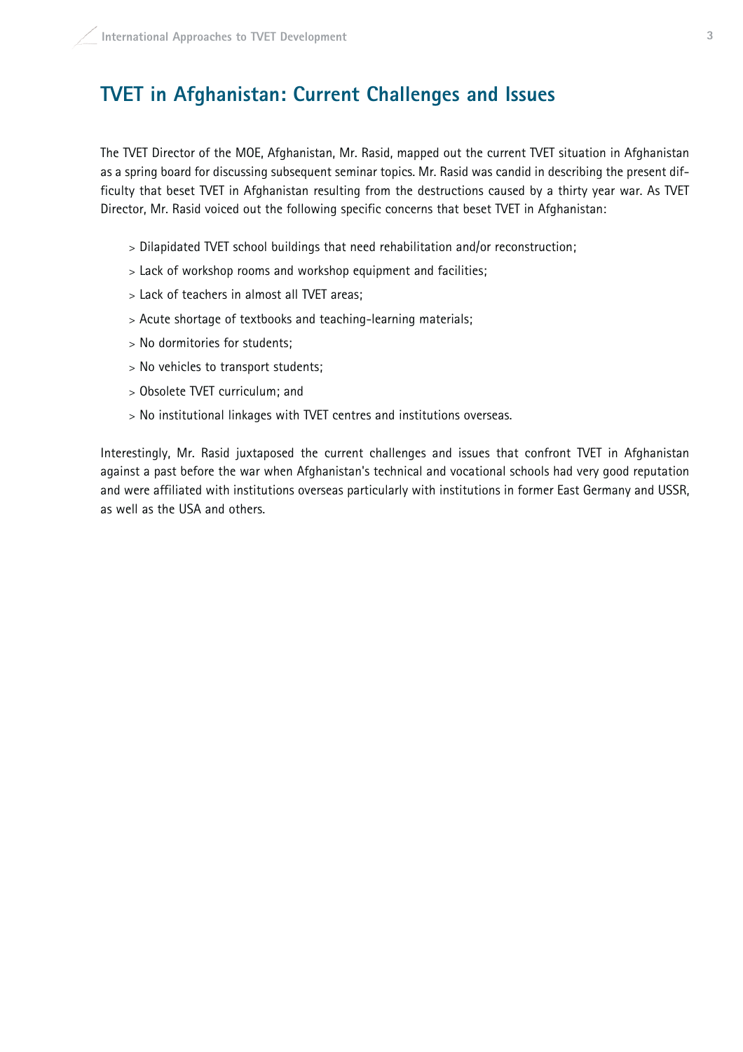## TVET in Afghanistan: Current Challenges and Issues

The TVET Director of the MOE, Afghanistan, Mr. Rasid, mapped out the current TVET situation in Afghanistan as a spring board for discussing subsequent seminar topics. Mr. Rasid was candid in describing the present difficulty that beset TVET in Afghanistan resulting from the destructions caused by a thirty year war. As TVET Director, Mr. Rasid voiced out the following specific concerns that beset TVET in Afghanistan:

- Dilapidated TVET school buildings that need rehabilitation and/or reconstruction;
- Lack of workshop rooms and workshop equipment and facilities;
- Lack of teachers in almost all TVET areas;
- Acute shortage of textbooks and teaching-learning materials;
- No dormitories for students;
- No vehicles to transport students;
- Obsolete TVET curriculum; and
- No institutional linkages with TVET centres and institutions overseas.

Interestingly, Mr. Rasid juxtaposed the current challenges and issues that confront TVET in Afghanistan against a past before the war when Afghanistan's technical and vocational schools had very good reputation and were affiliated with institutions overseas particularly with institutions in former East Germany and USSR, as well as the USA and others.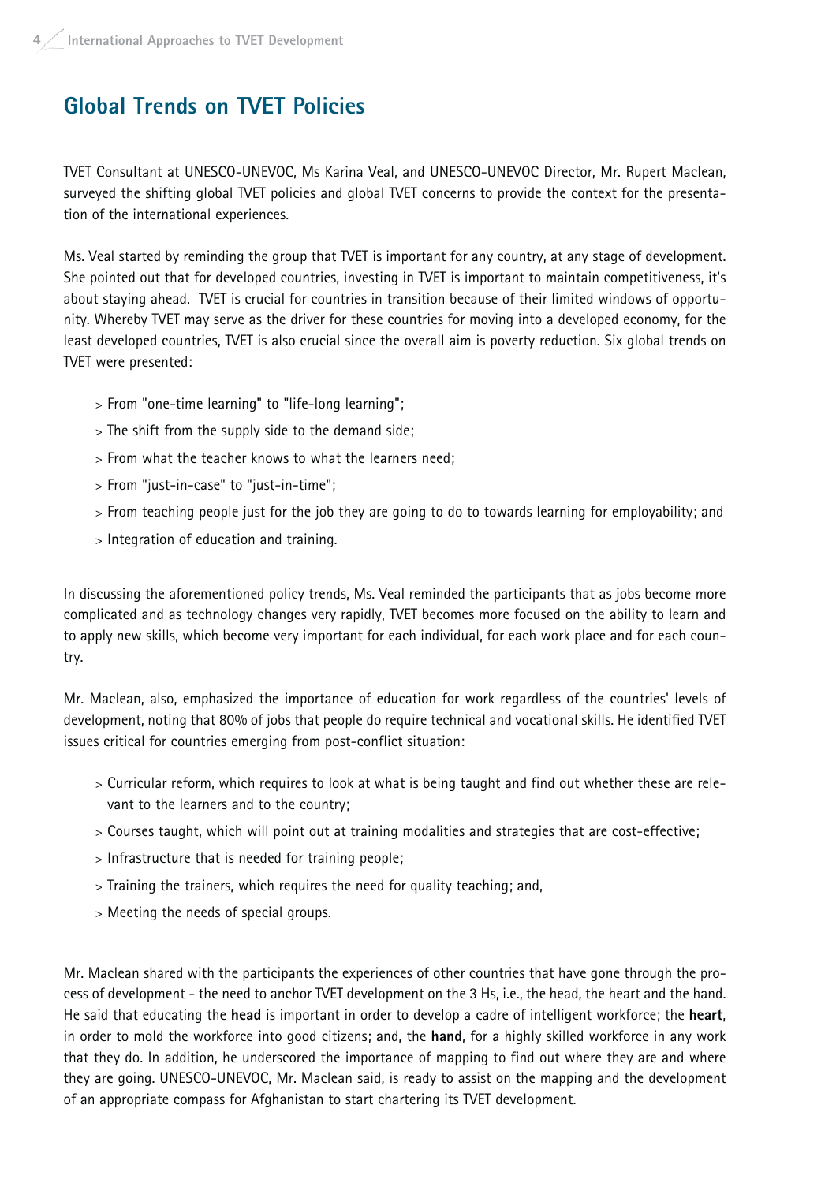## Global Trends on TVET Policies

TVET Consultant at UNESCO-UNEVOC, Ms Karina Veal, and UNESCO-UNEVOC Director, Mr. Rupert Maclean, surveyed the shifting global TVET policies and global TVET concerns to provide the context for the presentation of the international experiences.

Ms. Veal started by reminding the group that TVET is important for any country, at any stage of development. She pointed out that for developed countries, investing in TVET is important to maintain competitiveness, it's about staying ahead. TVET is crucial for countries in transition because of their limited windows of opportunity. Whereby TVET may serve as the driver for these countries for moving into a developed economy, for the least developed countries, TVET is also crucial since the overall aim is poverty reduction. Six global trends on TVET were presented:

- From "one-time learning" to "life-long learning";
- The shift from the supply side to the demand side;
- From what the teacher knows to what the learners need;
- From "just-in-case" to "just-in-time";
- From teaching people just for the job they are going to do to towards learning for employability; and
- Integration of education and training.

In discussing the aforementioned policy trends, Ms. Veal reminded the participants that as jobs become more complicated and as technology changes very rapidly, TVET becomes more focused on the ability to learn and to apply new skills, which become very important for each individual, for each work place and for each country.

Mr. Maclean, also, emphasized the importance of education for work regardless of the countries' levels of development, noting that 80% of jobs that people do require technical and vocational skills. He identified TVET issues critical for countries emerging from post-conflict situation:

- Curricular reform, which requires to look at what is being taught and find out whether these are relevant to the learners and to the country;
- Courses taught, which will point out at training modalities and strategies that are cost-effective;
- Infrastructure that is needed for training people;
- Training the trainers, which requires the need for quality teaching; and,
- Meeting the needs of special groups.

Mr. Maclean shared with the participants the experiences of other countries that have gone through the process of development - the need to anchor TVET development on the 3 Hs, i.e., the head, the heart and the hand. He said that educating the **head** is important in order to develop a cadre of intelligent workforce; the **heart**, in order to mold the workforce into good citizens; and, the **hand**, for a highly skilled workforce in any work that they do. In addition, he underscored the importance of mapping to find out where they are and where they are going. UNESCO-UNEVOC, Mr. Maclean said, is ready to assist on the mapping and the development of an appropriate compass for Afghanistan to start chartering its TVET development.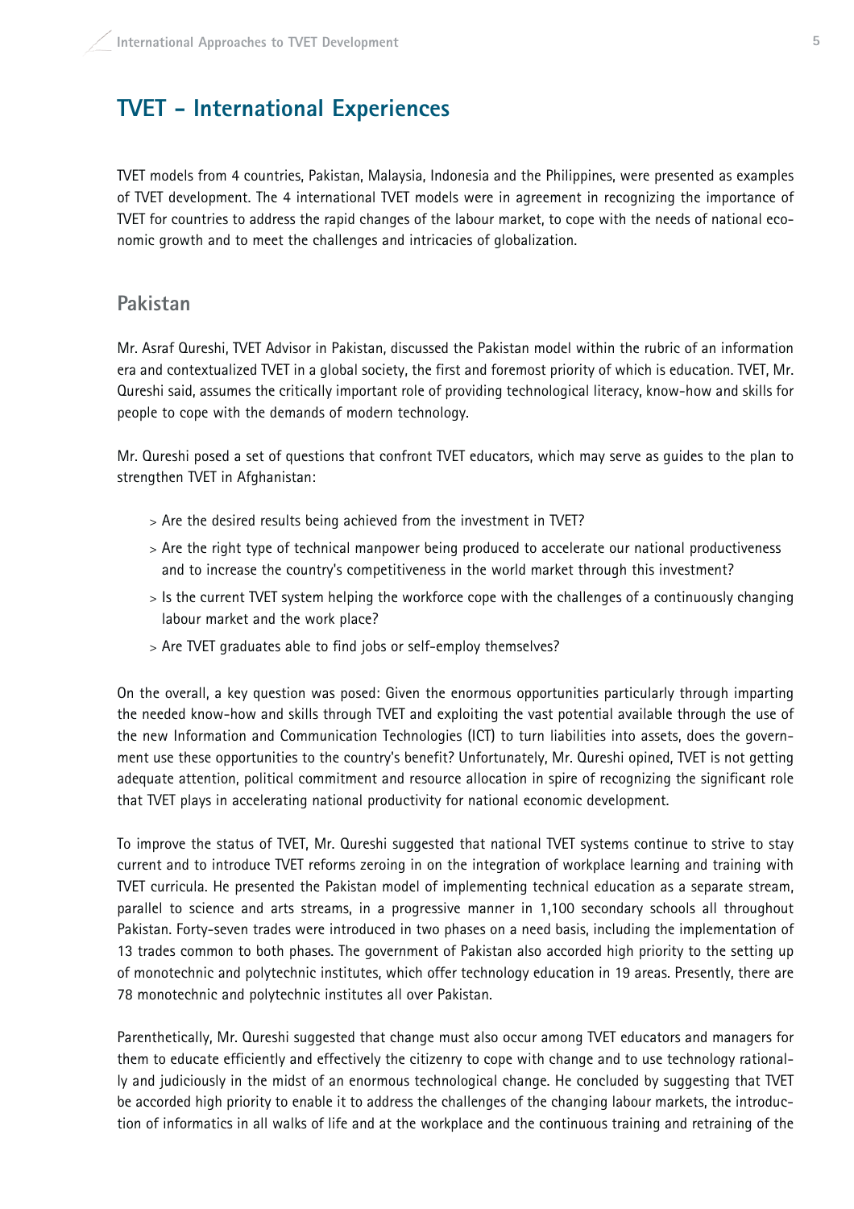## TVET - International Experiences

TVET models from 4 countries, Pakistan, Malaysia, Indonesia and the Philippines, were presented as examples of TVET development. The 4 international TVET models were in agreement in recognizing the importance of TVET for countries to address the rapid changes of the labour market, to cope with the needs of national economic growth and to meet the challenges and intricacies of globalization.

### Pakistan

Mr. Asraf Qureshi, TVET Advisor in Pakistan, discussed the Pakistan model within the rubric of an information era and contextualized TVET in a global society, the first and foremost priority of which is education. TVET, Mr. Qureshi said, assumes the critically important role of providing technological literacy, know-how and skills for people to cope with the demands of modern technology.

Mr. Qureshi posed a set of questions that confront TVET educators, which may serve as guides to the plan to strengthen TVET in Afghanistan:

> Are the desired results being achieved from the investment in TVET?

> Are the right type of technical manpower being produced to accelerate our national productiveness and to increase the country's competitiveness in the world market through this investment?

> Is the current TVET system helping the workforce cope with the challenges of a continuously changing labour market and the work place?

> Are TVET graduates able to find jobs or self-employ themselves?

On the overall, a key question was posed: Given the enormous opportunities particularly through imparting the needed know-how and skills through TVET and exploiting the vast potential available through the use of the new Information and Communication Technologies (ICT) to turn liabilities into assets, does the government use these opportunities to the country's benefit? Unfortunately, Mr. Qureshi opined, TVET is not getting adequate attention, political commitment and resource allocation in spire of recognizing the significant role that TVET plays in accelerating national productivity for national economic development.

To improve the status of TVET, Mr. Qureshi suggested that national TVET systems continue to strive to stay current and to introduce TVET reforms zeroing in on the integration of workplace learning and training with TVET curricula. He presented the Pakistan model of implementing technical education as a separate stream, parallel to science and arts streams, in a progressive manner in 1,100 secondary schools all throughout Pakistan. Forty-seven trades were introduced in two phases on a need basis, including the implementation of 13 trades common to both phases. The government of Pakistan also accorded high priority to the setting up of monotechnic and polytechnic institutes, which offer technology education in 19 areas. Presently, there are 78 monotechnic and polytechnic institutes all over Pakistan.

Parenthetically, Mr. Qureshi suggested that change must also occur among TVET educators and managers for them to educate efficiently and effectively the citizenry to cope with change and to use technology rationally and judiciously in the midst of an enormous technological change. He concluded by suggesting that TVET be accorded high priority to enable it to address the challenges of the changing labour markets, the introduction of informatics in all walks of life and at the workplace and the continuous training and retraining of the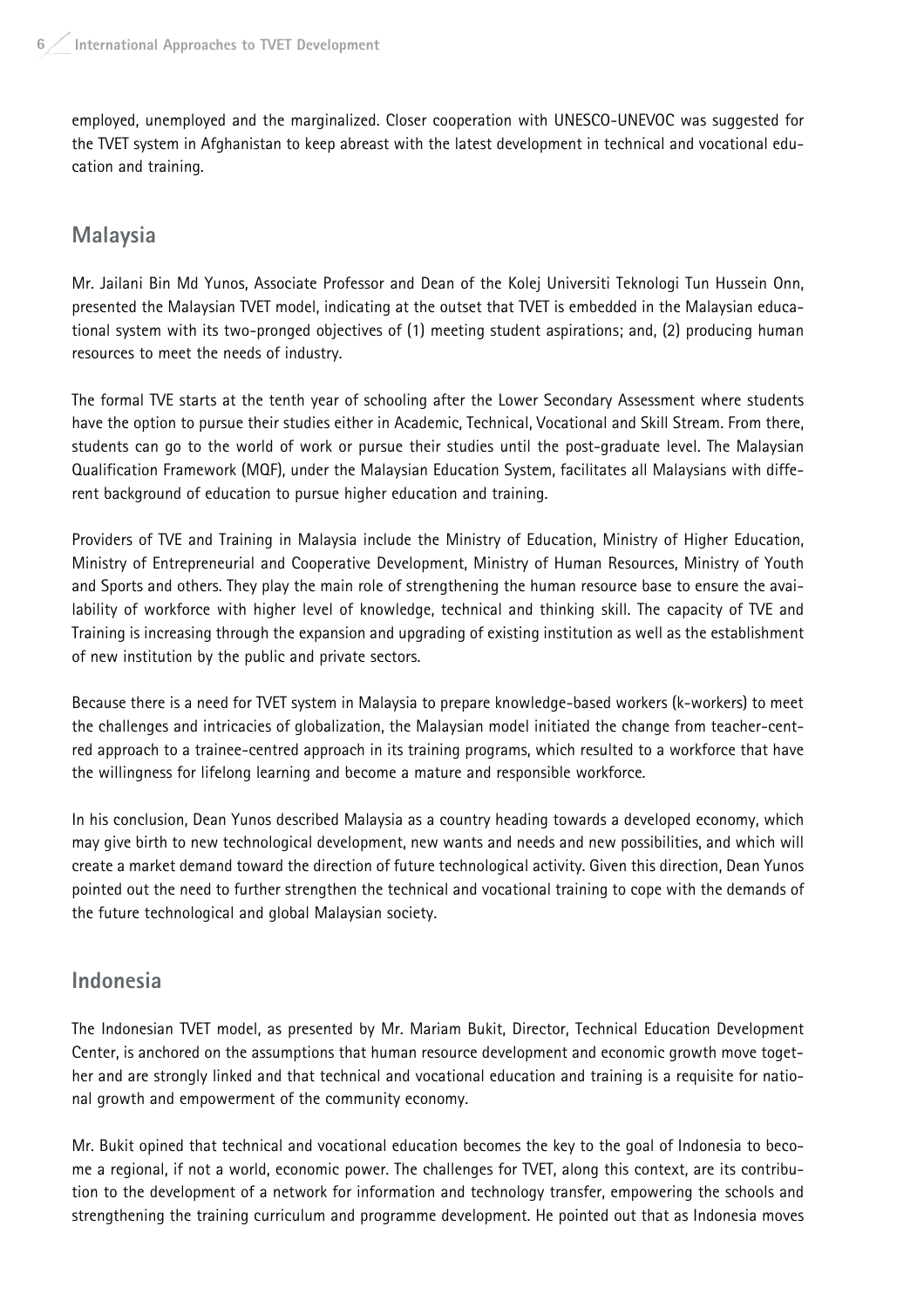employed, unemployed and the marginalized. Closer cooperation with UNESCO-UNEVOC was suggested for the TVET system in Afghanistan to keep abreast with the latest development in technical and vocational education and training.

## Malaysia

Mr. Jailani Bin Md Yunos, Associate Professor and Dean of the Kolej Universiti Teknologi Tun Hussein Onn, presented the Malaysian TVET model, indicating at the outset that TVET is embedded in the Malaysian educational system with its two-pronged objectives of (1) meeting student aspirations; and, (2) producing human resources to meet the needs of industry.

The formal TVE starts at the tenth year of schooling after the Lower Secondary Assessment where students have the option to pursue their studies either in Academic, Technical, Vocational and Skill Stream. From there, students can go to the world of work or pursue their studies until the post-graduate level. The Malaysian Qualification Framework (MQF), under the Malaysian Education System, facilitates all Malaysians with different background of education to pursue higher education and training.

Providers of TVE and Training in Malaysia include the Ministry of Education, Ministry of Higher Education, Ministry of Entrepreneurial and Cooperative Development, Ministry of Human Resources, Ministry of Youth and Sports and others. They play the main role of strengthening the human resource base to ensure the availability of workforce with higher level of knowledge, technical and thinking skill. The capacity of TVE and Training is increasing through the expansion and upgrading of existing institution as well as the establishment of new institution by the public and private sectors.

Because there is a need for TVET system in Malaysia to prepare knowledge-based workers (k-workers) to meet the challenges and intricacies of globalization, the Malaysian model initiated the change from teacher-centred approach to a trainee-centred approach in its training programs, which resulted to a workforce that have the willingness for lifelong learning and become a mature and responsible workforce.

In his conclusion, Dean Yunos described Malaysia as a country heading towards a developed economy, which may give birth to new technological development, new wants and needs and new possibilities, and which will create a market demand toward the direction of future technological activity. Given this direction, Dean Yunos pointed out the need to further strengthen the technical and vocational training to cope with the demands of the future technological and global Malaysian society.

## Indonesia

The Indonesian TVET model, as presented by Mr. Mariam Bukit, Director, Technical Education Development Center, is anchored on the assumptions that human resource development and economic growth move together and are strongly linked and that technical and vocational education and training is a requisite for national growth and empowerment of the community economy.

Mr. Bukit opined that technical and vocational education becomes the key to the goal of Indonesia to become a regional, if not a world, economic power. The challenges for TVET, along this context, are its contribution to the development of a network for information and technology transfer, empowering the schools and strengthening the training curriculum and programme development. He pointed out that as Indonesia moves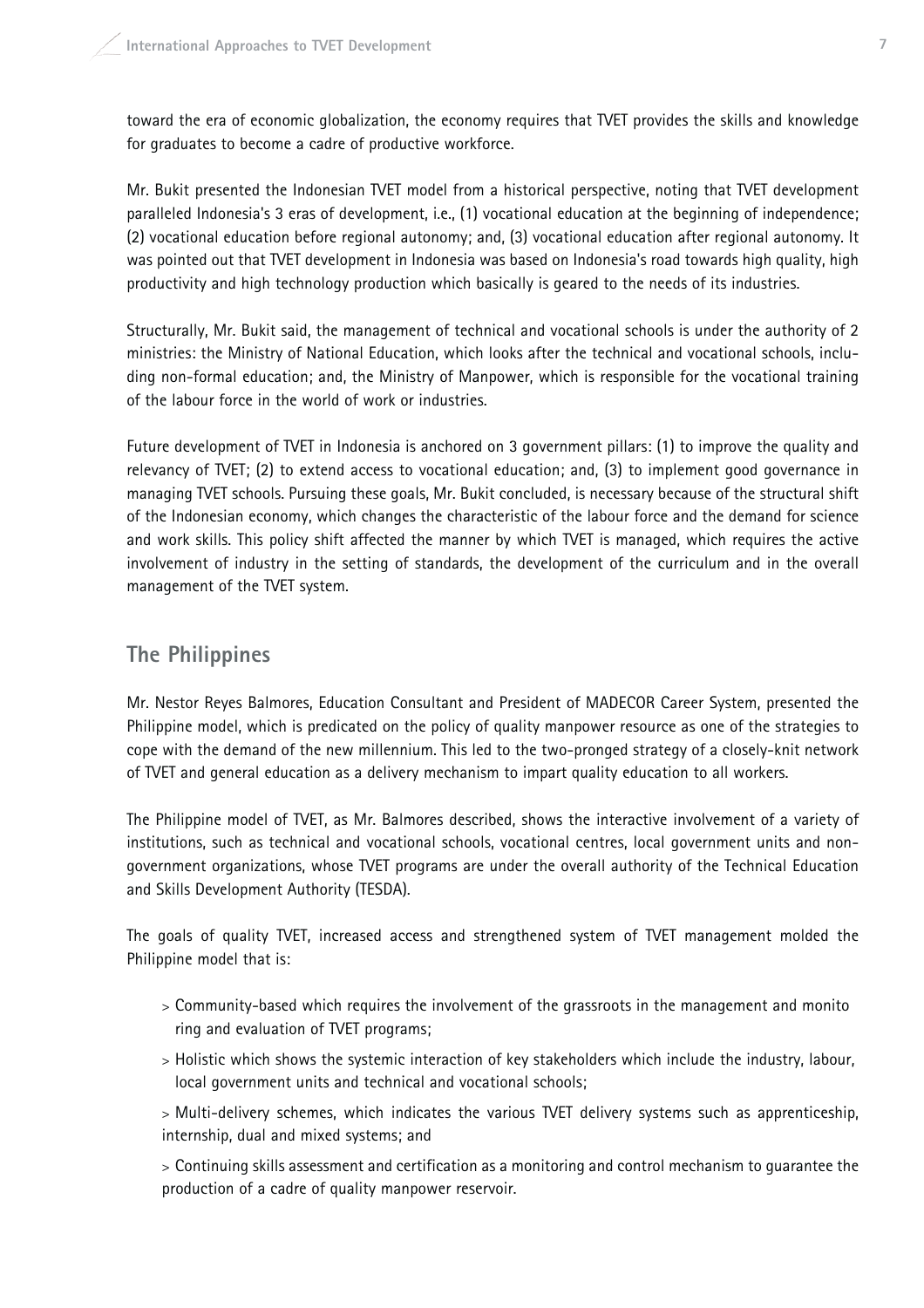toward the era of economic globalization, the economy requires that TVET provides the skills and knowledge for graduates to become a cadre of productive workforce.

Mr. Bukit presented the Indonesian TVET model from a historical perspective, noting that TVET development paralleled Indonesia's 3 eras of development, i.e., (1) vocational education at the beginning of independence; (2) vocational education before regional autonomy; and, (3) vocational education after regional autonomy. It was pointed out that TVET development in Indonesia was based on Indonesia's road towards high quality, high productivity and high technology production which basically is geared to the needs of its industries.

Structurally, Mr. Bukit said, the management of technical and vocational schools is under the authority of 2 ministries: the Ministry of National Education, which looks after the technical and vocational schools, including non-formal education; and, the Ministry of Manpower, which is responsible for the vocational training of the labour force in the world of work or industries.

Future development of TVET in Indonesia is anchored on 3 government pillars: (1) to improve the quality and relevancy of TVET; (2) to extend access to vocational education; and, (3) to implement good governance in managing TVET schools. Pursuing these goals, Mr. Bukit concluded, is necessary because of the structural shift of the Indonesian economy, which changes the characteristic of the labour force and the demand for science and work skills. This policy shift affected the manner by which TVET is managed, which requires the active involvement of industry in the setting of standards, the development of the curriculum and in the overall management of the TVET system.

## The Philippines

Mr. Nestor Reyes Balmores, Education Consultant and President of MADECOR Career System, presented the Philippine model, which is predicated on the policy of quality manpower resource as one of the strategies to cope with the demand of the new millennium. This led to the two-pronged strategy of a closely-knit network of TVET and general education as a delivery mechanism to impart quality education to all workers.

The Philippine model of TVET, as Mr. Balmores described, shows the interactive involvement of a variety of institutions, such as technical and vocational schools, vocational centres, local government units and non-government organizations, whose TVET programs are under the overall authority of the Technical Education and Skills Development Authority (TESDA).

The goals of quality TVET, increased access and strengthened system of TVET management molded the Philippine model that is:

> Community-based which requires the involvement of the grassroots in the management and monitoring and evaluation of TVET programs;

> Holistic which shows the systemic interaction of key stakeholders which include the industry, labour, local government units and technical and vocational schools;

> Multi-delivery schemes, which indicates the various TVET delivery systems such as apprenticeship, internship, dual and mixed systems; and

> Continuing skills assessment and certification as a monitoring and control mechanism to guarantee the production of a cadre of quality manpower reservoir.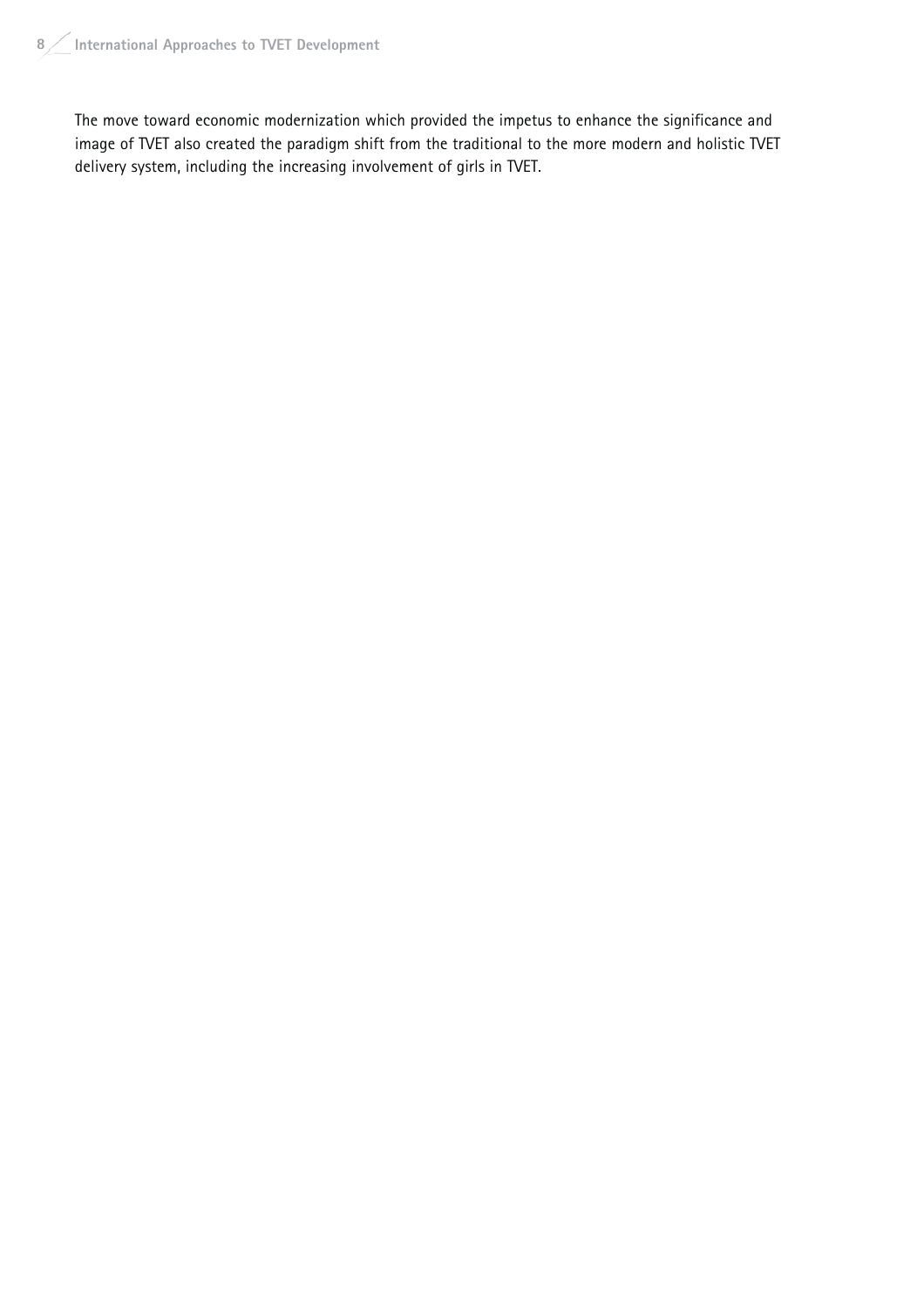The move toward economic modernization which provided the impetus to enhance the significance and image of TVET also created the paradigm shift from the traditional to the more modern and holistic TVET delivery system, including the increasing involvement of girls in TVET.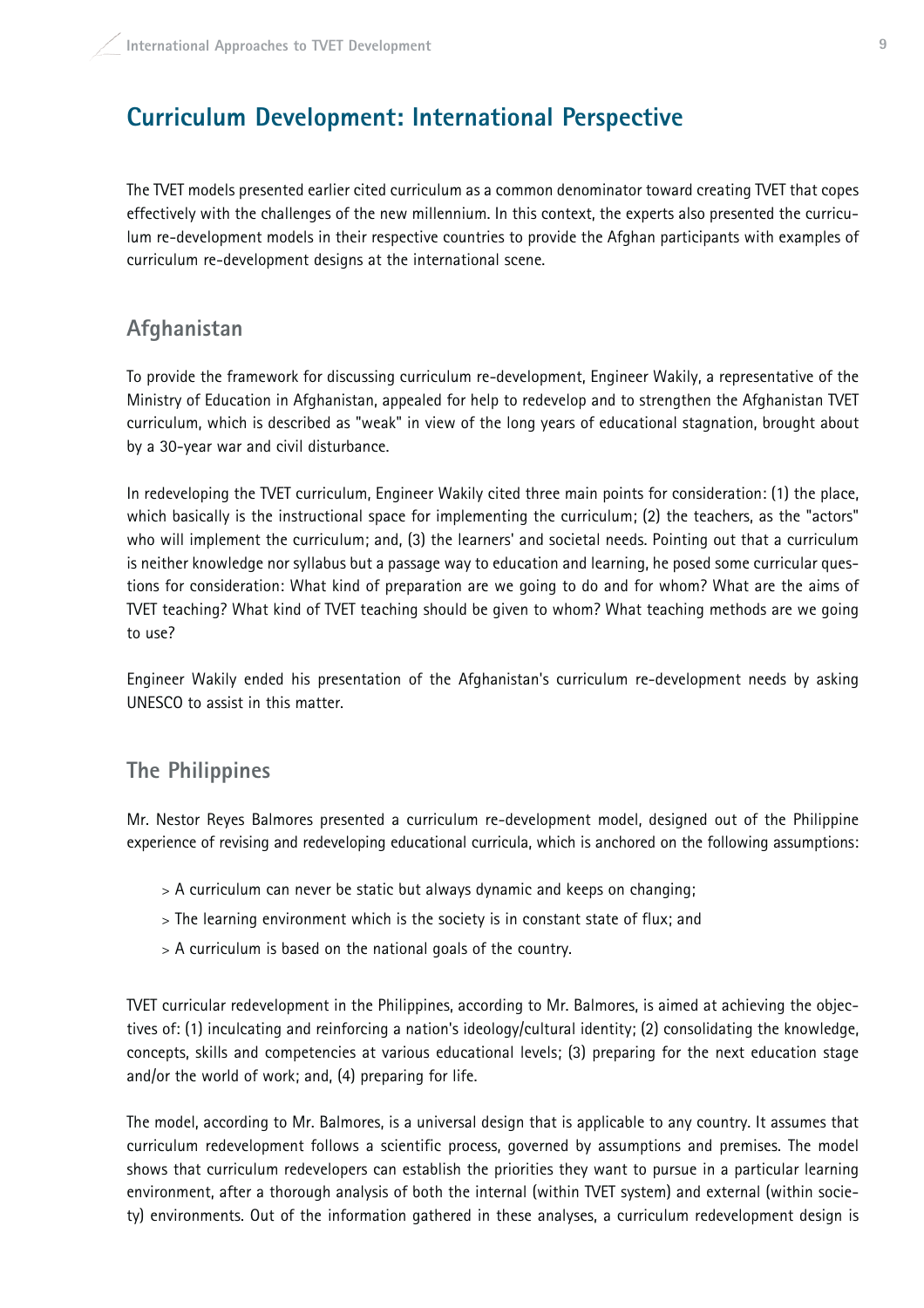# Curriculum Development: International Perspective

The TVET models presented earlier cited curriculum as a common denominator toward creating TVET that copes effectively with the challenges of the new millennium. In this context, the experts also presented the curriculum re-development models in their respective countries to provide the Afghan participants with examples of curriculum re-development designs at the international scene.

## Afghanistan

To provide the framework for discussing curriculum re-development, Engineer Wakily, a representative of the Ministry of Education in Afghanistan, appealed for help to redevelop and to strengthen the Afghanistan TVET curriculum, which is described as "weak" in view of the long years of educational stagnation, brought about by a 30-year war and civil disturbance.

In redeveloping the TVET curriculum, Engineer Wakily cited three main points for consideration: (1) the place, which basically is the instructional space for implementing the curriculum; (2) the teachers, as the "actors" who will implement the curriculum; and, (3) the learners' and societal needs. Pointing out that a curriculum is neither knowledge nor syllabus but a passage way to education and learning, he posed some curricular questions for consideration: What kind of preparation are we going to do and for whom? What are the aims of TVET teaching? What kind of TVET teaching should be given to whom? What teaching methods are we going to use?

Engineer Wakily ended his presentation of the Afghanistan's curriculum re-development needs by asking UNESCO to assist in this matter.

## The Philippines

Mr. Nestor Reyes Balmores presented a curriculum re-development model, designed out of the Philippine experience of revising and redeveloping educational curricula, which is anchored on the following assumptions:

> A curriculum can never be static but always dynamic and keeps on changing;

> The learning environment which is the society is in constant state of flux; and

> A curriculum is based on the national goals of the country.

TVET curricular redevelopment in the Philippines, according to Mr. Balmores, is aimed at achieving the objectives of: (1) inculcating and reinforcing a nation's ideology/cultural identity; (2) consolidating the knowledge, concepts, skills and competencies at various educational levels; (3) preparing for the next education stage and/or the world of work; and, (4) preparing for life.

The model, according to Mr. Balmores, is a universal design that is applicable to any country. It assumes that curriculum redevelopment follows a scientific process, governed by assumptions and premises. The model shows that curriculum redevelopers can establish the priorities they want to pursue in a particular learning environment, after a thorough analysis of both the internal (within TVET system) and external (within society) environments. Out of the information gathered in these analyses, a curriculum redevelopment design is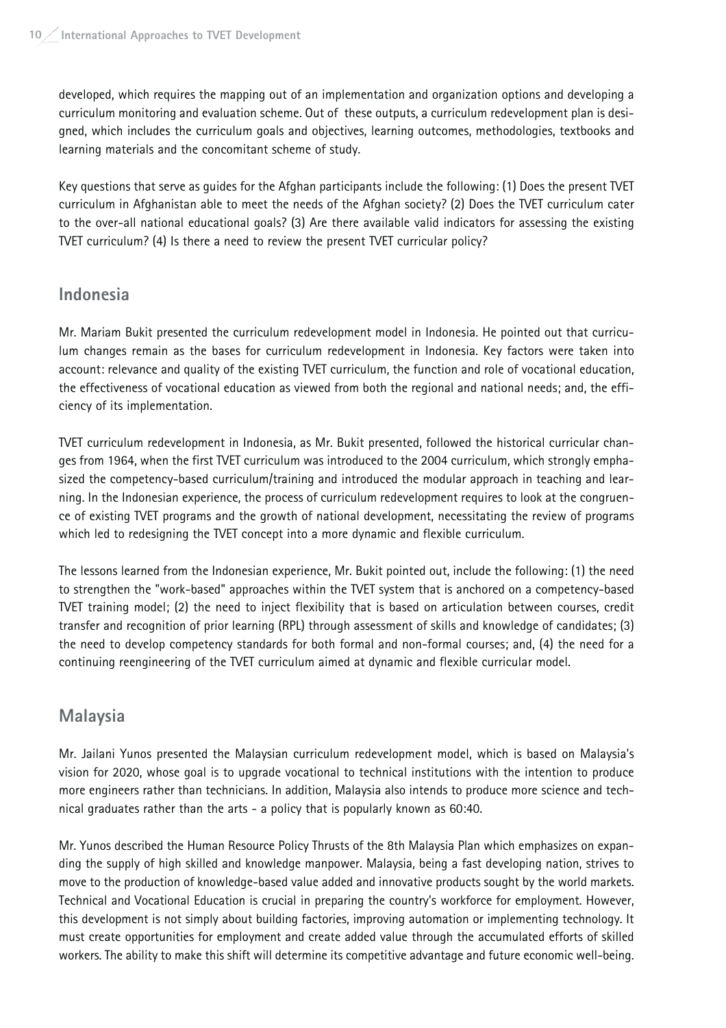developed, which requires the mapping out of an implementation and organization options and developing a curriculum monitoring and evaluation scheme. Out of these outputs, a curriculum redevelopment plan is designed, which includes the curriculum goals and objectives, learning outcomes, methodologies, textbooks and learning materials and the concomitant scheme of study.

Key questions that serve as guides for the Afghan participants include the following: (1) Does the present TVET curriculum in Afghanistan able to meet the needs of the Afghan society? (2) Does the TVET curriculum cater to the over-all national educational goals? (3) Are there available valid indicators for assessing the existing TVET curriculum? (4) Is there a need to review the present TVET curricular policy?

## Indonesia

Mr. Mariam Bukit presented the curriculum redevelopment model in Indonesia. He pointed out that curriculum changes remain as the bases for curriculum redevelopment in Indonesia. Key factors were taken into account: relevance and quality of the existing TVET curriculum, the function and role of vocational education, the effectiveness of vocational education as viewed from both the regional and national needs; and, the efficiency of its implementation.

TVET curriculum redevelopment in Indonesia, as Mr. Bukit presented, followed the historical curricular changes from 1964, when the first TVET curriculum was introduced to the 2004 curriculum, which strongly emphasized the competency-based curriculum/training and introduced the modular approach in teaching and learning. In the Indonesian experience, the process of curriculum redevelopment requires to look at the congruence of existing TVET programs and the growth of national development, necessitating the review of programs which led to redesigning the TVET concept into a more dynamic and flexible curriculum.

The lessons learned from the Indonesian experience, Mr. Bukit pointed out, include the following: (1) the need to strengthen the "work-based" approaches within the TVET system that is anchored on a competency-based TVET training model; (2) the need to inject flexibility that is based on articulation between courses, credit transfer and recognition of prior learning (RPL) through assessment of skills and knowledge of candidates; (3) the need to develop competency standards for both formal and non-formal courses; and, (4) the need for a continuing reengineering of the TVET curriculum aimed at dynamic and flexible curricular model.

## Malaysia

Mr. Jailani Yunos presented the Malaysian curriculum redevelopment model, which is based on Malaysia's vision for 2020, whose goal is to upgrade vocational to technical institutions with the intention to produce more engineers rather than technicians. In addition, Malaysia also intends to produce more science and technical graduates rather than the arts - a policy that is popularly known as 60:40.

Mr. Yunos described the Human Resource Policy Thrusts of the 8th Malaysia Plan which emphasizes on expanding the supply of high skilled and knowledge manpower. Malaysia, being a fast developing nation, strives to move to the production of knowledge-based value added and innovative products sought by the world markets. Technical and Vocational Education is crucial in preparing the country's workforce for employment. However, this development is not simply about building factories, improving automation or implementing technology. It must create opportunities for employment and create added value through the accumulated efforts of skilled workers. The ability to make this shift will determine its competitive advantage and future economic well-being.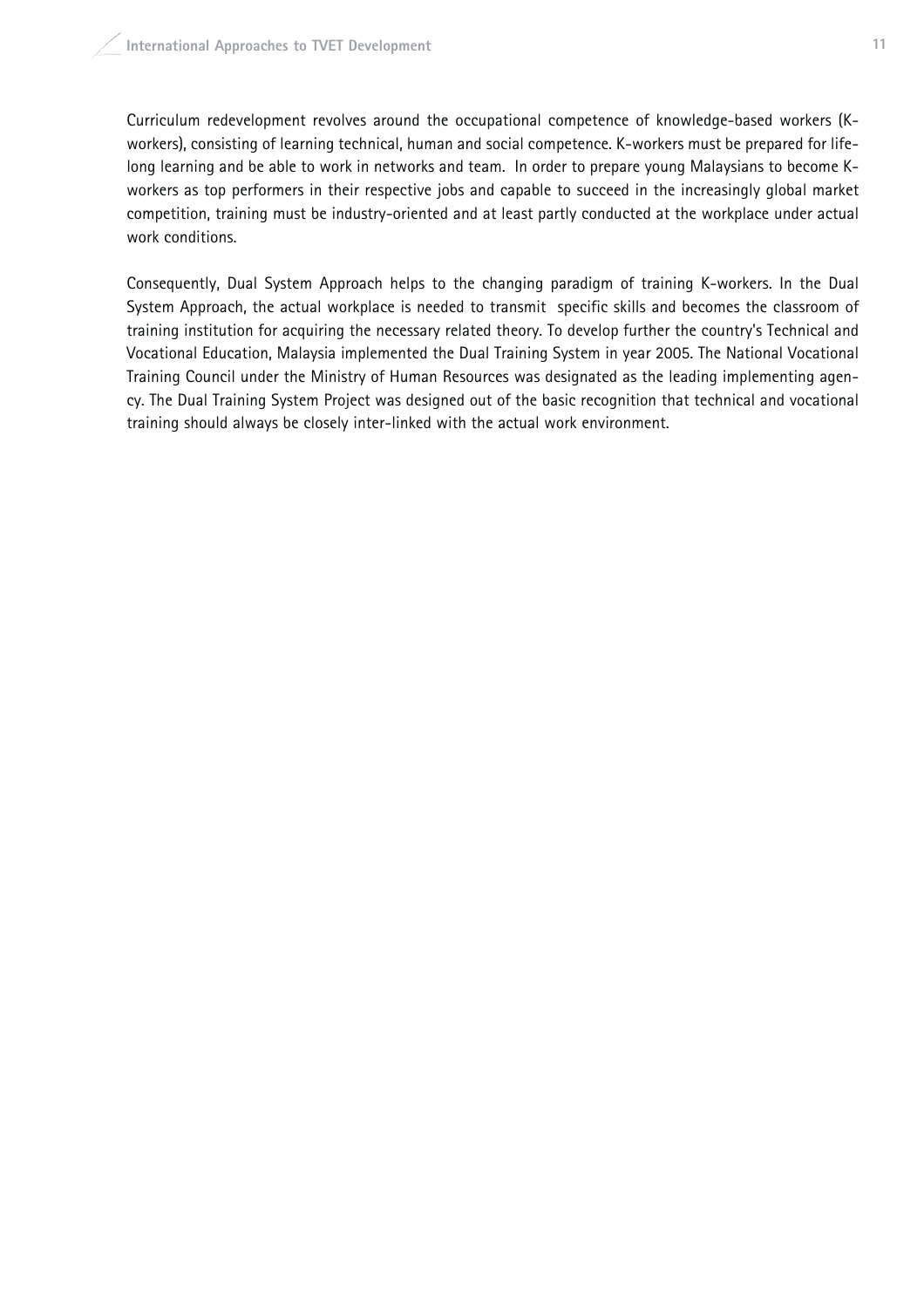Curriculum redevelopment revolves around the occupational competence of knowledge-based workers (K-workers), consisting of learning technical, human and social competence. K-workers must be prepared for life-long learning and be able to work in networks and team. In order to prepare young Malaysians to become K-workers as top performers in their respective jobs and capable to succeed in the increasingly global market competition, training must be industry-oriented and at least partly conducted at the workplace under actual work conditions.

Consequently, Dual System Approach helps to the changing paradigm of training K-workers. In the Dual System Approach, the actual workplace is needed to transmit specific skills and becomes the classroom of training institution for acquiring the necessary related theory. To develop further the country's Technical and Vocational Education, Malaysia implemented the Dual Training System in year 2005. The National Vocational Training Council under the Ministry of Human Resources was designated as the leading implementing agency. The Dual Training System Project was designed out of the basic recognition that technical and vocational training should always be closely inter-linked with the actual work environment.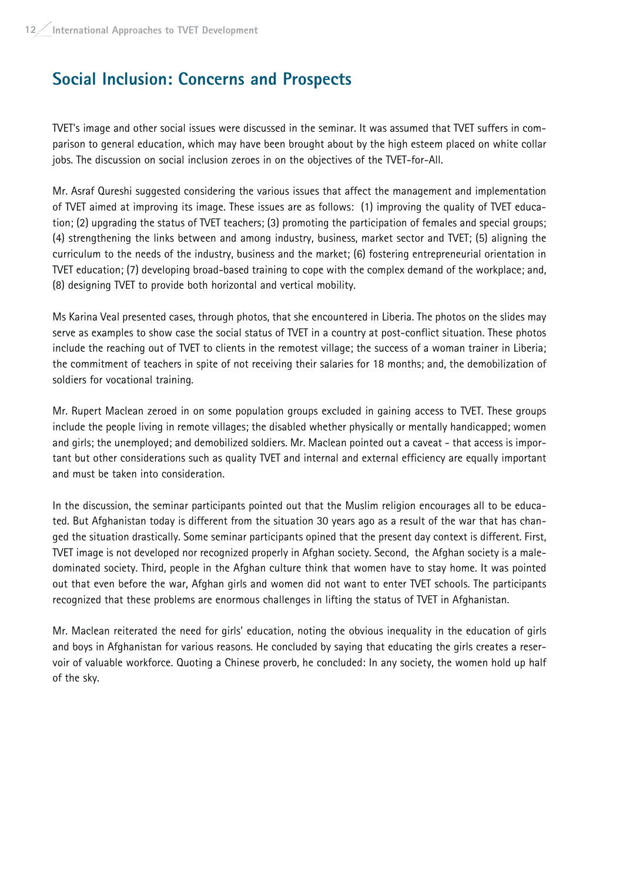## Social Inclusion: Concerns and Prospects

TVET's image and other social issues were discussed in the seminar. It was assumed that TVET suffers in comparison to general education, which may have been brought about by the high esteem placed on white collar jobs. The discussion on social inclusion zeroes in on the objectives of the TVET-for-All.

Mr. Asraf Qureshi suggested considering the various issues that affect the management and implementation of TVET aimed at improving its image. These issues are as follows: (1) improving the quality of TVET education; (2) upgrading the status of TVET teachers; (3) promoting the participation of females and special groups; (4) strengthening the links between and among industry, business, market sector and TVET; (5) aligning the curriculum to the needs of the industry, business and the market; (6) fostering entrepreneurial orientation in TVET education; (7) developing broad-based training to cope with the complex demand of the workplace; and, (8) designing TVET to provide both horizontal and vertical mobility.

Ms Karina Veal presented cases, through photos, that she encountered in Liberia. The photos on the slides may serve as examples to show case the social status of TVET in a country at post-conflict situation. These photos include the reaching out of TVET to clients in the remotest village; the success of a woman trainer in Liberia; the commitment of teachers in spite of not receiving their salaries for 18 months; and, the demobilization of soldiers for vocational training.

Mr. Rupert Maclean zeroed in on some population groups excluded in gaining access to TVET. These groups include the people living in remote villages; the disabled whether physically or mentally handicapped; women and girls; the unemployed; and demobilized soldiers. Mr. Maclean pointed out a caveat - that access is important but other considerations such as quality TVET and internal and external efficiency are equally important and must be taken into consideration.

In the discussion, the seminar participants pointed out that the Muslim religion encourages all to be educated. But Afghanistan today is different from the situation 30 years ago as a result of the war that has changed the situation drastically. Some seminar participants opined that the present day context is different. First, TVET image is not developed nor recognized properly in Afghan society. Second, the Afghan society is a male-dominated society. Third, people in the Afghan culture think that women have to stay home. It was pointed out that even before the war, Afghan girls and women did not want to enter TVET schools. The participants recognized that these problems are enormous challenges in lifting the status of TVET in Afghanistan.

Mr. Maclean reiterated the need for girls' education, noting the obvious inequality in the education of girls and boys in Afghanistan for various reasons. He concluded by saying that educating the girls creates a reservoir of valuable workforce. Quoting a Chinese proverb, he concluded: In any society, the women hold up half of the sky.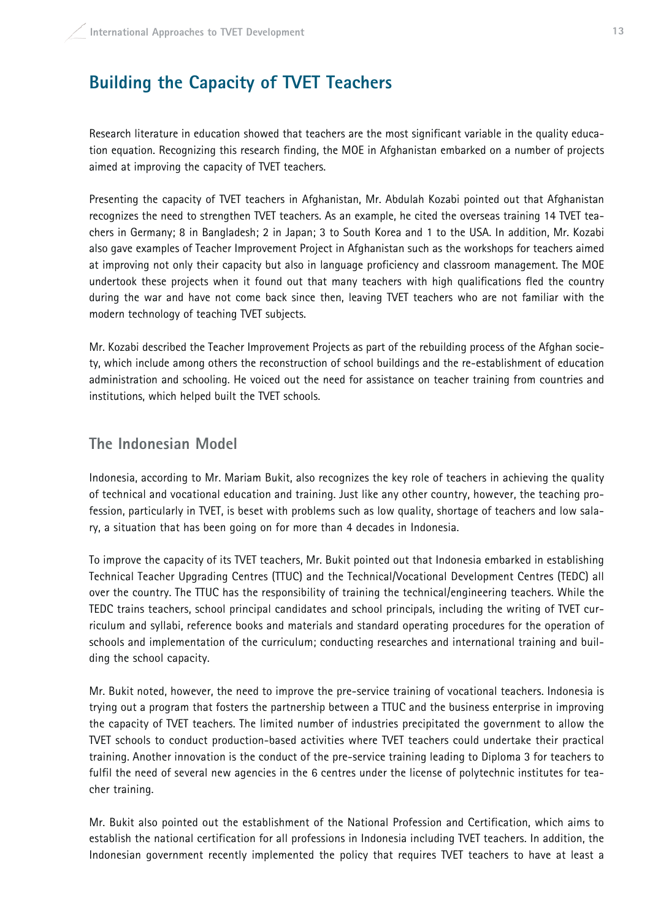# Building the Capacity of TVET Teachers

Research literature in education showed that teachers are the most significant variable in the quality education equation. Recognizing this research finding, the MOE in Afghanistan embarked on a number of projects aimed at improving the capacity of TVET teachers.

Presenting the capacity of TVET teachers in Afghanistan, Mr. Abdulah Kozabi pointed out that Afghanistan recognizes the need to strengthen TVET teachers. As an example, he cited the overseas training 14 TVET teachers in Germany; 8 in Bangladesh; 2 in Japan; 3 to South Korea and 1 to the USA. In addition, Mr. Kozabi also gave examples of Teacher Improvement Project in Afghanistan such as the workshops for teachers aimed at improving not only their capacity but also in language proficiency and classroom management. The MOE undertook these projects when it found out that many teachers with high qualifications fled the country during the war and have not come back since then, leaving TVET teachers who are not familiar with the modern technology of teaching TVET subjects.

Mr. Kozabi described the Teacher Improvement Projects as part of the rebuilding process of the Afghan society, which include among others the reconstruction of school buildings and the re-establishment of education administration and schooling. He voiced out the need for assistance on teacher training from countries and institutions, which helped built the TVET schools.

## The Indonesian Model

Indonesia, according to Mr. Mariam Bukit, also recognizes the key role of teachers in achieving the quality of technical and vocational education and training. Just like any other country, however, the teaching profession, particularly in TVET, is beset with problems such as low quality, shortage of teachers and low salary, a situation that has been going on for more than 4 decades in Indonesia.

To improve the capacity of its TVET teachers, Mr. Bukit pointed out that Indonesia embarked in establishing Technical Teacher Upgrading Centres (TTUC) and the Technical/Vocational Development Centres (TEDC) all over the country. The TTUC has the responsibility of training the technical/engineering teachers. While the TEDC trains teachers, school principal candidates and school principals, including the writing of TVET curriculum and syllabi, reference books and materials and standard operating procedures for the operation of schools and implementation of the curriculum; conducting researches and international training and building the school capacity.

Mr. Bukit noted, however, the need to improve the pre-service training of vocational teachers. Indonesia is trying out a program that fosters the partnership between a TTUC and the business enterprise in improving the capacity of TVET teachers. The limited number of industries precipitated the government to allow the TVET schools to conduct production-based activities where TVET teachers could undertake their practical training. Another innovation is the conduct of the pre-service training leading to Diploma 3 for teachers to fulfil the need of several new agencies in the 6 centres under the license of polytechnic institutes for teacher training.

Mr. Bukit also pointed out the establishment of the National Profession and Certification, which aims to establish the national certification for all professions in Indonesia including TVET teachers. In addition, the Indonesian government recently implemented the policy that requires TVET teachers to have at least a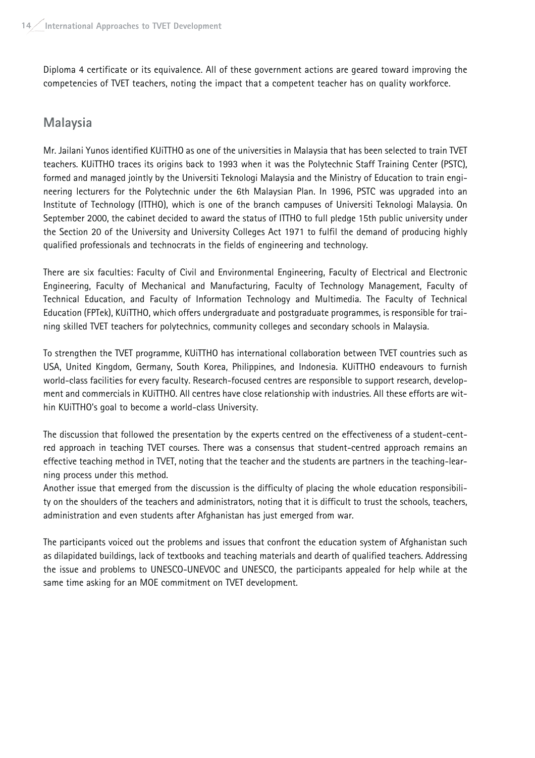Diploma 4 certificate or its equivalence. All of these government actions are geared toward improving the competencies of TVET teachers, noting the impact that a competent teacher has on quality workforce.

## Malaysia

Mr. Jailani Yunos identified KUiTTHO as one of the universities in Malaysia that has been selected to train TVET teachers. KUiTTHO traces its origins back to 1993 when it was the Polytechnic Staff Training Center (PSTC), formed and managed jointly by the Universiti Teknologi Malaysia and the Ministry of Education to train engineering lecturers for the Polytechnic under the 6th Malaysian Plan. In 1996, PSTC was upgraded into an Institute of Technology (ITTHO), which is one of the branch campuses of Universiti Teknologi Malaysia. On September 2000, the cabinet decided to award the status of ITTHO to full pledge 15th public university under the Section 20 of the University and University Colleges Act 1971 to fulfil the demand of producing highly qualified professionals and technocrats in the fields of engineering and technology.

There are six faculties: Faculty of Civil and Environmental Engineering, Faculty of Electrical and Electronic Engineering, Faculty of Mechanical and Manufacturing, Faculty of Technology Management, Faculty of Technical Education, and Faculty of Information Technology and Multimedia. The Faculty of Technical Education (FPTek), KUiTTHO, which offers undergraduate and postgraduate programmes, is responsible for training skilled TVET teachers for polytechnics, community colleges and secondary schools in Malaysia.

To strengthen the TVET programme, KUiTTHO has international collaboration between TVET countries such as USA, United Kingdom, Germany, South Korea, Philippines, and Indonesia. KUiTTHO endeavours to furnish world-class facilities for every faculty. Research-focused centres are responsible to support research, development and commercials in KUiTTHO. All centres have close relationship with industries. All these efforts are within KUiTTHO's goal to become a world-class University.

The discussion that followed the presentation by the experts centred on the effectiveness of a student-centred approach in teaching TVET courses. There was a consensus that student-centred approach remains an effective teaching method in TVET, noting that the teacher and the students are partners in the teaching-learning process under this method.
Another issue that emerged from the discussion is the difficulty of placing the whole education responsibility on the shoulders of the teachers and administrators, noting that it is difficult to trust the schools, teachers, administration and even students after Afghanistan has just emerged from war.

The participants voiced out the problems and issues that confront the education system of Afghanistan such as dilapidated buildings, lack of textbooks and teaching materials and dearth of qualified teachers. Addressing the issue and problems to UNESCO-UNEVOC and UNESCO, the participants appealed for help while at the same time asking for an MOE commitment on TVET development.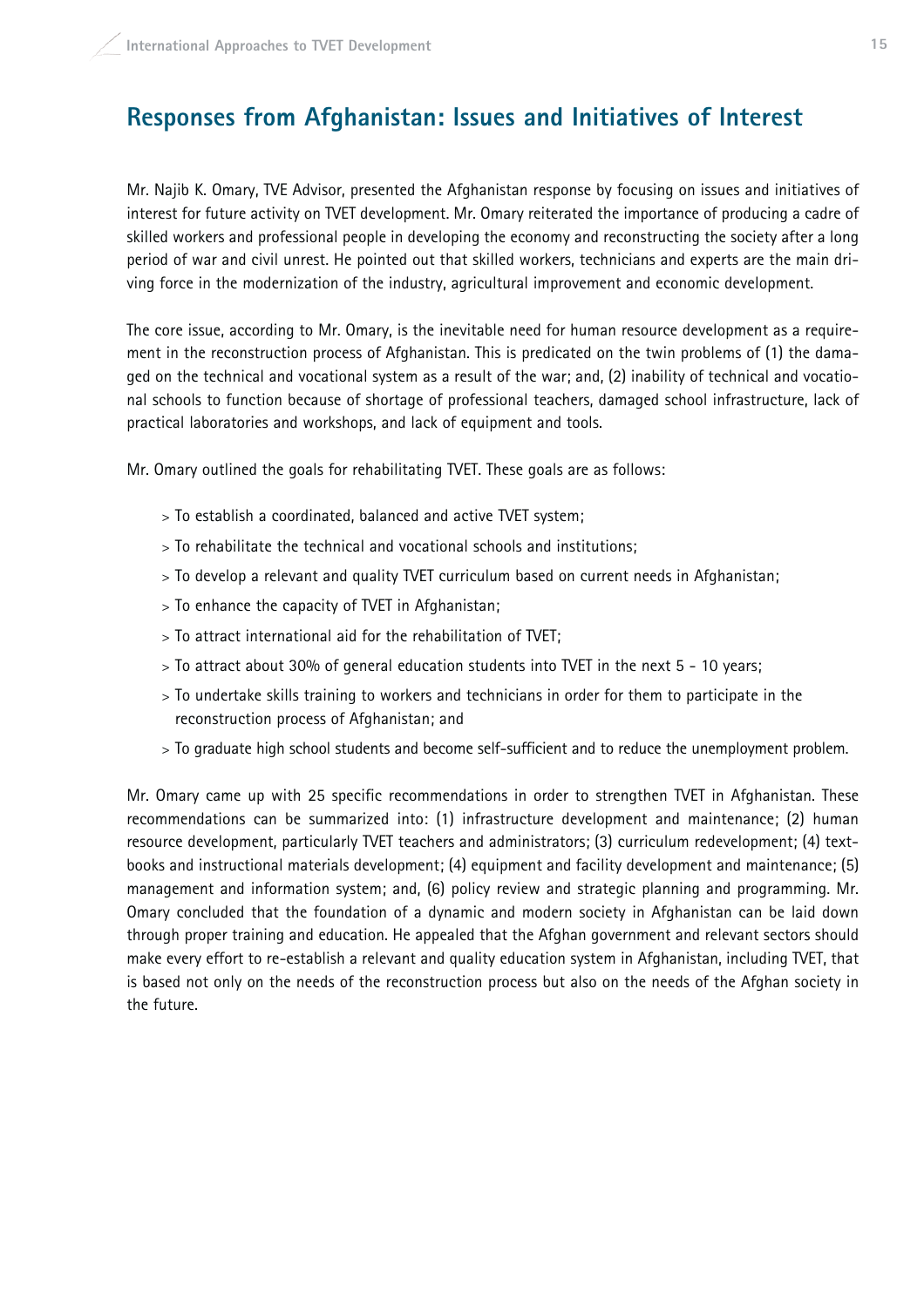## Responses from Afghanistan: Issues and Initiatives of Interest

Mr. Najib K. Omary, TVE Advisor, presented the Afghanistan response by focusing on issues and initiatives of interest for future activity on TVET development. Mr. Omary reiterated the importance of producing a cadre of skilled workers and professional people in developing the economy and reconstructing the society after a long period of war and civil unrest. He pointed out that skilled workers, technicians and experts are the main driving force in the modernization of the industry, agricultural improvement and economic development.

The core issue, according to Mr. Omary, is the inevitable need for human resource development as a requirement in the reconstruction process of Afghanistan. This is predicated on the twin problems of (1) the damaged on the technical and vocational system as a result of the war; and, (2) inability of technical and vocational schools to function because of shortage of professional teachers, damaged school infrastructure, lack of practical laboratories and workshops, and lack of equipment and tools.

Mr. Omary outlined the goals for rehabilitating TVET. These goals are as follows:

- To establish a coordinated, balanced and active TVET system;
- To rehabilitate the technical and vocational schools and institutions;
- To develop a relevant and quality TVET curriculum based on current needs in Afghanistan;
- To enhance the capacity of TVET in Afghanistan;
- To attract international aid for the rehabilitation of TVET;
- To attract about 30% of general education students into TVET in the next 5 - 10 years;
- To undertake skills training to workers and technicians in order for them to participate in the reconstruction process of Afghanistan; and
- To graduate high school students and become self-sufficient and to reduce the unemployment problem.

Mr. Omary came up with 25 specific recommendations in order to strengthen TVET in Afghanistan. These recommendations can be summarized into: (1) infrastructure development and maintenance; (2) human resource development, particularly TVET teachers and administrators; (3) curriculum redevelopment; (4) textbooks and instructional materials development; (4) equipment and facility development and maintenance; (5) management and information system; and, (6) policy review and strategic planning and programming. Mr. Omary concluded that the foundation of a dynamic and modern society in Afghanistan can be laid down through proper training and education. He appealed that the Afghan government and relevant sectors should make every effort to re-establish a relevant and quality education system in Afghanistan, including TVET, that is based not only on the needs of the reconstruction process but also on the needs of the Afghan society in the future.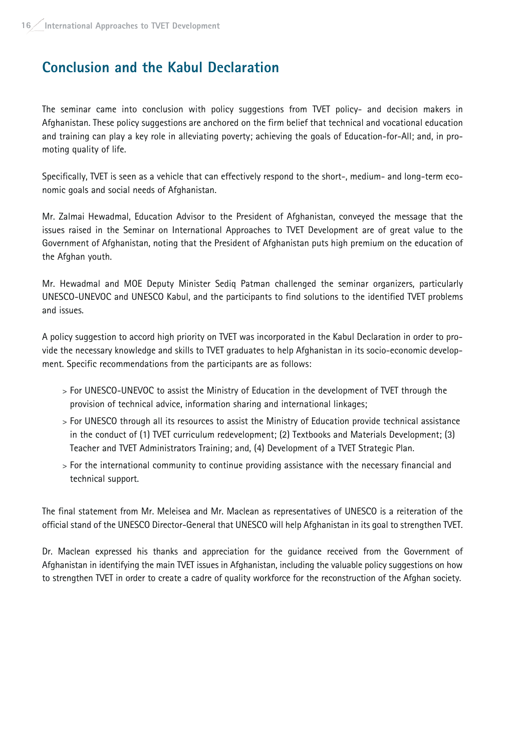## Conclusion and the Kabul Declaration

The seminar came into conclusion with policy suggestions from TVET policy- and decision makers in Afghanistan. These policy suggestions are anchored on the firm belief that technical and vocational education and training can play a key role in alleviating poverty; achieving the goals of Education-for-All; and, in promoting quality of life.

Specifically, TVET is seen as a vehicle that can effectively respond to the short-, medium- and long-term economic goals and social needs of Afghanistan.

Mr. Zalmai Hewadmal, Education Advisor to the President of Afghanistan, conveyed the message that the issues raised in the Seminar on International Approaches to TVET Development are of great value to the Government of Afghanistan, noting that the President of Afghanistan puts high premium on the education of the Afghan youth.

Mr. Hewadmal and MOE Deputy Minister Sediq Patman challenged the seminar organizers, particularly UNESCO-UNEVOC and UNESCO Kabul, and the participants to find solutions to the identified TVET problems and issues.

A policy suggestion to accord high priority on TVET was incorporated in the Kabul Declaration in order to provide the necessary knowledge and skills to TVET graduates to help Afghanistan in its socio-economic development. Specific recommendations from the participants are as follows:

- For UNESCO-UNEVOC to assist the Ministry of Education in the development of TVET through the provision of technical advice, information sharing and international linkages;
- For UNESCO through all its resources to assist the Ministry of Education provide technical assistance in the conduct of (1) TVET curriculum redevelopment; (2) Textbooks and Materials Development; (3) Teacher and TVET Administrators Training; and, (4) Development of a TVET Strategic Plan.
- For the international community to continue providing assistance with the necessary financial and technical support.

The final statement from Mr. Meleisea and Mr. Maclean as representatives of UNESCO is a reiteration of the official stand of the UNESCO Director-General that UNESCO will help Afghanistan in its goal to strengthen TVET.

Dr. Maclean expressed his thanks and appreciation for the guidance received from the Government of Afghanistan in identifying the main TVET issues in Afghanistan, including the valuable policy suggestions on how to strengthen TVET in order to create a cadre of quality workforce for the reconstruction of the Afghan society.